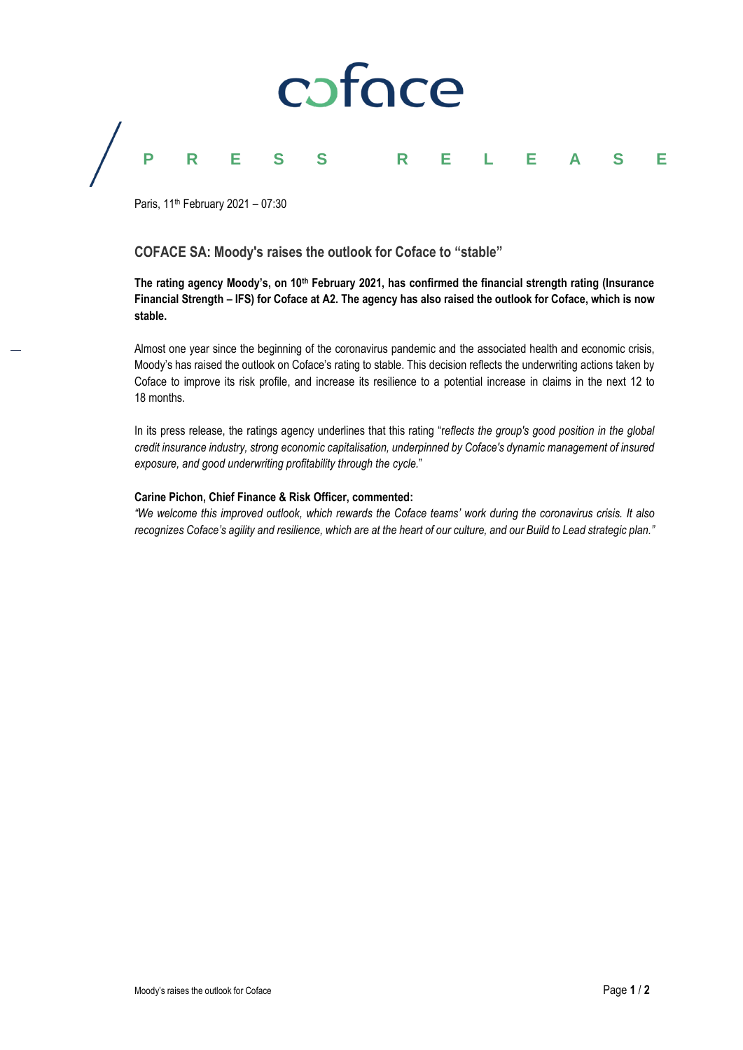# PRESS RELEASE

Paris, 11th February 2021 – 07:30

## COFACE SA: Moody's raises the outlook for Coface to "stable"

**The rating agency Moody's, on 10th February 2021, has confirmed the financial strength rating (Insurance Financial Strength – IFS) for Coface at A2. The agency has also raised the outlook for Coface, which is now stable.**

Almost one year since the beginning of the coronavirus pandemic and the associated health and economic crisis, Moody's has raised the outlook on Coface's rating to stable. This decision reflects the underwriting actions taken by Coface to improve its risk profile, and increase its resilience to a potential increase in claims in the next 12 to 18 months.

In its press release, the ratings agency underlines that this rating "*reflects the group's good position in the global credit insurance industry, strong economic capitalisation, underpinned by Coface's dynamic management of insured exposure, and good underwriting profitability through the cycle.*"

**Carine Pichon, Chief Finance & Risk Officer, commented:**
*"We welcome this improved outlook, which rewards the Coface teams' work during the coronavirus crisis. It also recognizes Coface's agility and resilience, which are at the heart of our culture, and our Build to Lead strategic plan."*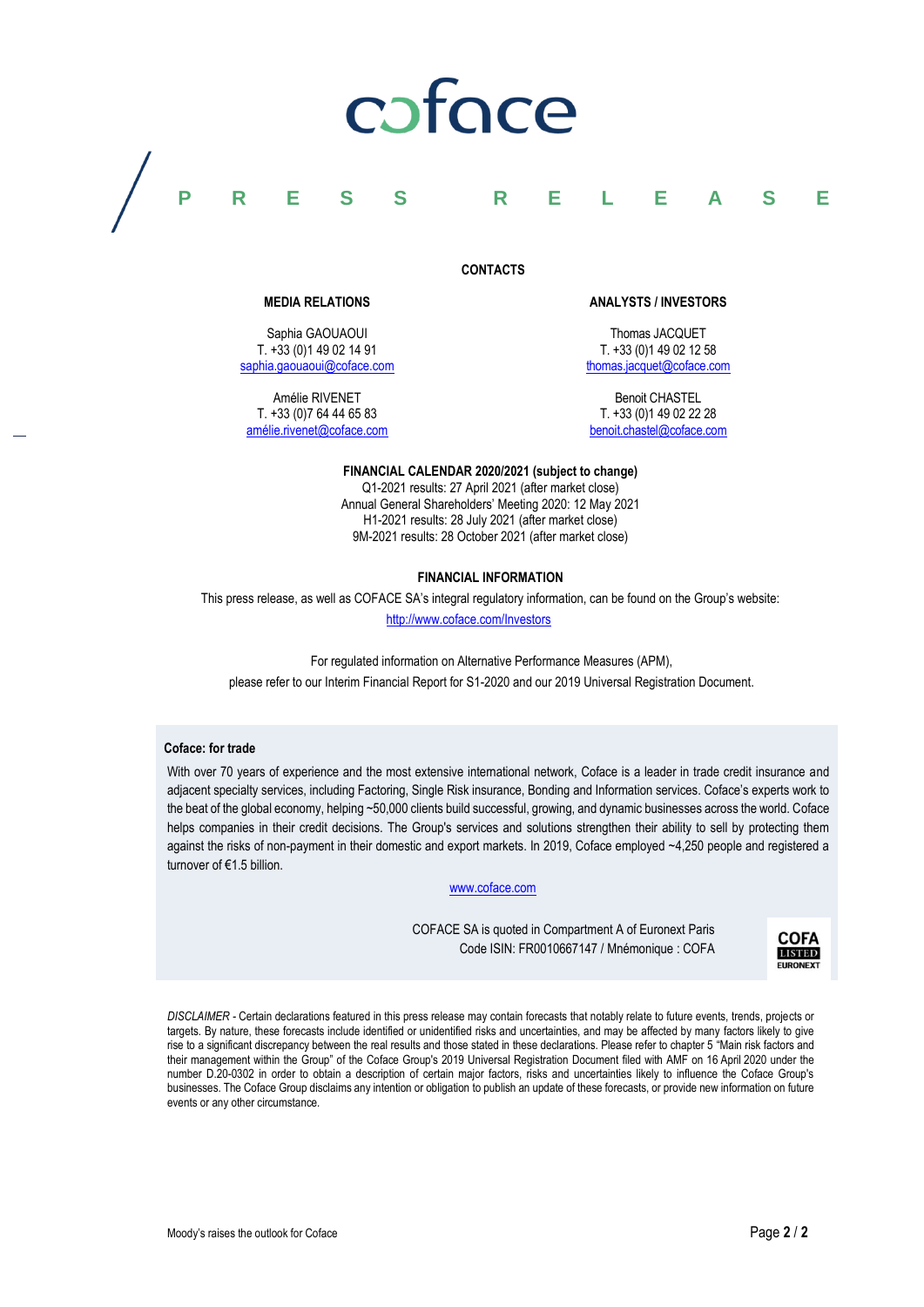# PRESS RELEASE

**CONTACTS**

**MEDIA RELATIONS**

Saphia GAOUAOUI
T. +33 (0)1 49 02 14 91
saphia.gaouaoui@coface.com

Amélie RIVENET
T. +33 (0)7 64 44 65 83
amélie.rivenet@coface.com

**ANALYSTS / INVESTORS**

Thomas JACQUET
T. +33 (0)1 49 02 12 58
thomas.jacquet@coface.com

Benoit CHASTEL
T. +33 (0)1 49 02 22 28
benoit.chastel@coface.com

**FINANCIAL CALENDAR 2020/2021 (subject to change)**

Q1-2021 results: 27 April 2021 (after market close)
Annual General Shareholders' Meeting 2020: 12 May 2021
H1-2021 results: 28 July 2021 (after market close)
9M-2021 results: 28 October 2021 (after market close)

**FINANCIAL INFORMATION**

This press release, as well as COFACE SA's integral regulatory information, can be found on the Group's website: http://www.coface.com/Investors

For regulated information on Alternative Performance Measures (APM), please refer to our Interim Financial Report for S1-2020 and our 2019 Universal Registration Document.

**Coface: for trade**

With over 70 years of experience and the most extensive international network, Coface is a leader in trade credit insurance and adjacent specialty services, including Factoring, Single Risk insurance, Bonding and Information services. Coface's experts work to the beat of the global economy, helping ~50,000 clients build successful, growing, and dynamic businesses across the world. Coface helps companies in their credit decisions. The Group's services and solutions strengthen their ability to sell by protecting them against the risks of non-payment in their domestic and export markets. In 2019, Coface employed ~4,250 people and registered a turnover of €1.5 billion.

www.coface.com

COFACE SA is quoted in Compartment A of Euronext Paris
Code ISIN: FR0010667147 / Mnémonique : COFA

COFA LISTED EURONEXT

*DISCLAIMER* - Certain declarations featured in this press release may contain forecasts that notably relate to future events, trends, projects or targets. By nature, these forecasts include identified or unidentified risks and uncertainties, and may be affected by many factors likely to give rise to a significant discrepancy between the real results and those stated in these declarations. Please refer to chapter 5 "Main risk factors and their management within the Group" of the Coface Group's 2019 Universal Registration Document filed with AMF on 16 April 2020 under the number D.20-0302 in order to obtain a description of certain major factors, risks and uncertainties likely to influence the Coface Group's businesses. The Coface Group disclaims any intention or obligation to publish an update of these forecasts, or provide new information on future events or any other circumstance.